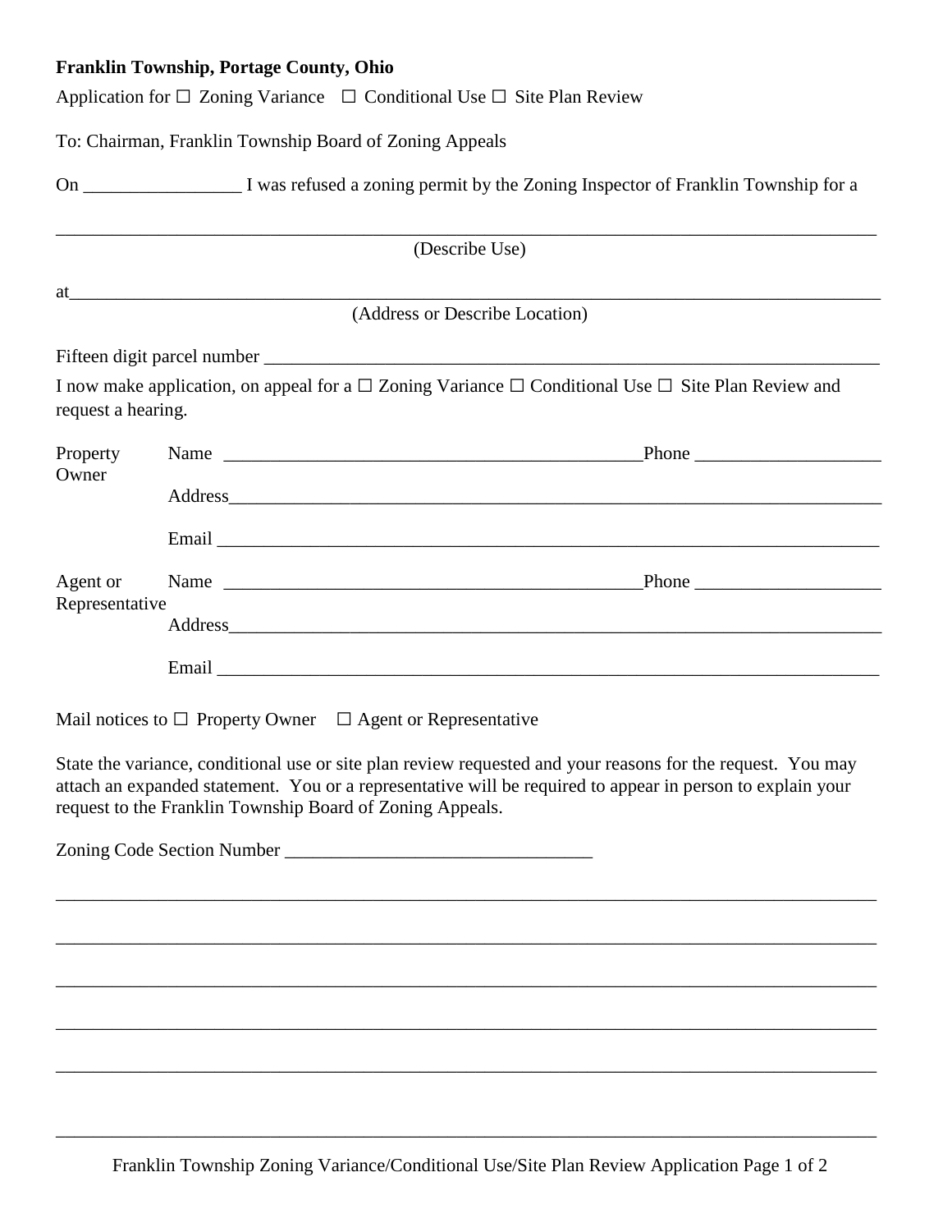**Franklin Township, Portage County, Ohio**

Application for ☐ Zoning Variance ☐ Conditional Use ☐ Site Plan Review

To: Chairman, Franklin Township Board of Zoning Appeals

On _________________ I was refused a zoning permit by the Zoning Inspector of Franklin Township for a

_____________________________________________________________________________________

(Describe Use)

at____________________________________________________________________________________

(Address or Describe Location)

Fifteen digit parcel number __________________________________________________________________

I now make application, on appeal for a ☐ Zoning Variance ☐ Conditional Use ☐ Site Plan Review and request a hearing.

Property Owner

Name ______________________________________________Phone ____________________

Address_________________________________________________________________________

Email __________________________________________________________________________

Agent or Representative

Name ______________________________________________Phone ____________________

Address_________________________________________________________________________

Email __________________________________________________________________________

Mail notices to ☐ Property Owner ☐ Agent or Representative

State the variance, conditional use or site plan review requested and your reasons for the request. You may attach an expanded statement. You or a representative will be required to appear in person to explain your request to the Franklin Township Board of Zoning Appeals.

Zoning Code Section Number _________________________________

_____________________________________________________________________________________

_____________________________________________________________________________________

_____________________________________________________________________________________

_____________________________________________________________________________________

_____________________________________________________________________________________

_____________________________________________________________________________________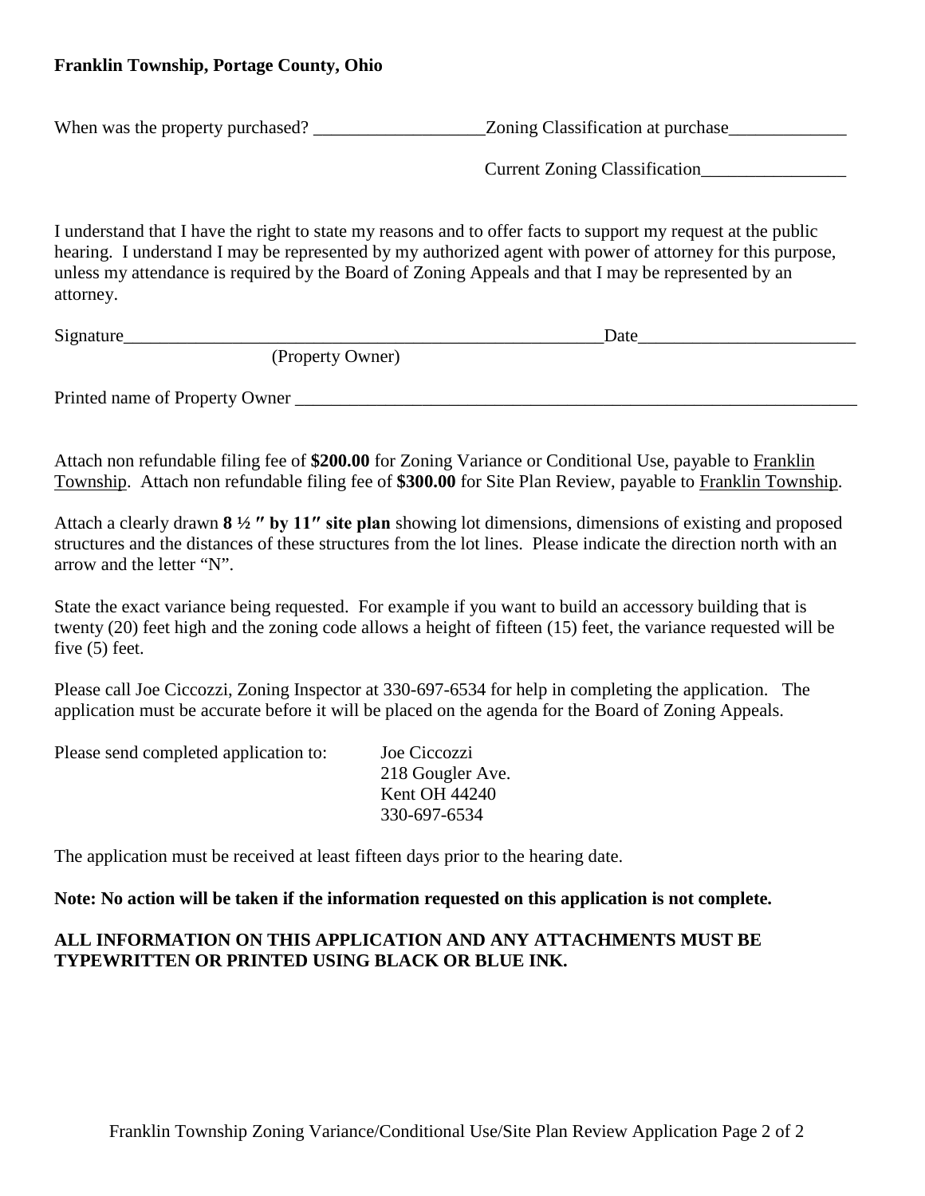**Franklin Township, Portage County, Ohio**

When was the property purchased? ___________________ Zoning Classification at purchase_____________

Current Zoning Classification________________

I understand that I have the right to state my reasons and to offer facts to support my request at the public hearing. I understand I may be represented by my authorized agent with power of attorney for this purpose, unless my attendance is required by the Board of Zoning Appeals and that I may be represented by an attorney.

Signature_______________________________________________________Date________________________
(Property Owner)

Printed name of Property Owner _________________________________________________________________

Attach non refundable filing fee of **$200.00** for Zoning Variance or Conditional Use, payable to Franklin Township. Attach non refundable filing fee of **$300.00** for Site Plan Review, payable to Franklin Township.

Attach a clearly drawn **8 ½ ″ by 11″ site plan** showing lot dimensions, dimensions of existing and proposed structures and the distances of these structures from the lot lines. Please indicate the direction north with an arrow and the letter "N".

State the exact variance being requested. For example if you want to build an accessory building that is twenty (20) feet high and the zoning code allows a height of fifteen (15) feet, the variance requested will be five (5) feet.

Please call Joe Ciccozzi, Zoning Inspector at 330-697-6534 for help in completing the application. The application must be accurate before it will be placed on the agenda for the Board of Zoning Appeals.

Please send completed application to:

Joe Ciccozzi
218 Gougler Ave.
Kent OH 44240
330-697-6534

The application must be received at least fifteen days prior to the hearing date.

**Note: No action will be taken if the information requested on this application is not complete.**

**ALL INFORMATION ON THIS APPLICATION AND ANY ATTACHMENTS MUST BE TYPEWRITTEN OR PRINTED USING BLACK OR BLUE INK.**